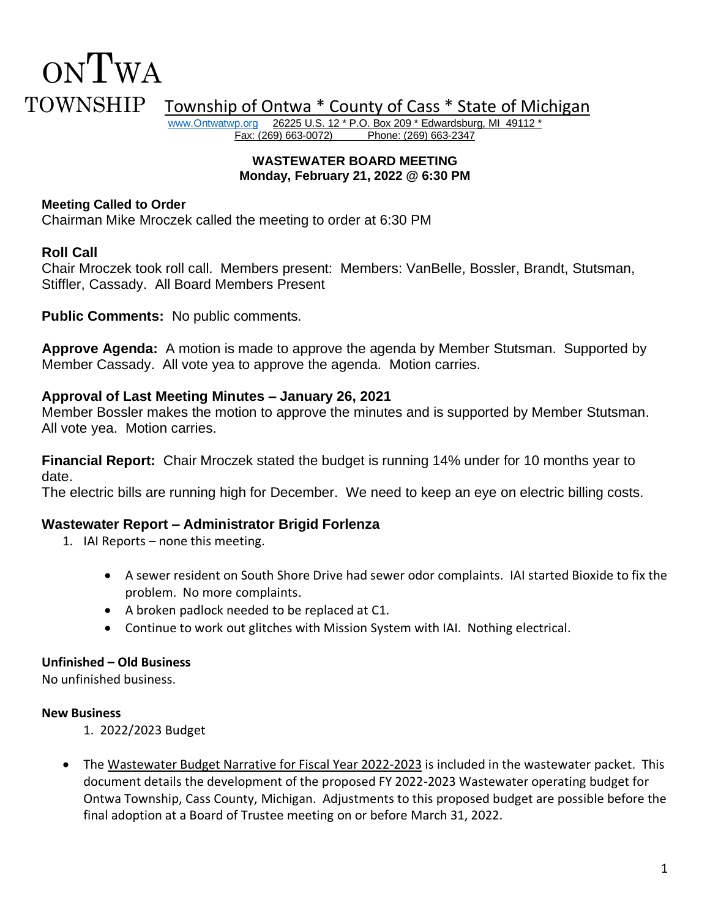# ONTWA TOWNSHIP

Township of Ontwa * County of Cass * State of Michigan

www.Ontwatwp.org 26225 U.S. 12 * P.O. Box 209 * Edwardsburg, MI 49112 *
Fax: (269) 663-0072) Phone: (269) 663-2347

**WASTEWATER BOARD MEETING**
**Monday, February 21, 2022 @ 6:30 PM**

**Meeting Called to Order**
Chairman Mike Mroczek called the meeting to order at 6:30 PM

**Roll Call**
Chair Mroczek took roll call. Members present: Members: VanBelle, Bossler, Brandt, Stutsman, Stiffler, Cassady. All Board Members Present

**Public Comments:** No public comments.

**Approve Agenda:** A motion is made to approve the agenda by Member Stutsman. Supported by Member Cassady. All vote yea to approve the agenda. Motion carries.

**Approval of Last Meeting Minutes – January 26, 2021**
Member Bossler makes the motion to approve the minutes and is supported by Member Stutsman. All vote yea. Motion carries.

**Financial Report:** Chair Mroczek stated the budget is running 14% under for 10 months year to date.
The electric bills are running high for December. We need to keep an eye on electric billing costs.

**Wastewater Report – Administrator Brigid Forlenza**

1. IAI Reports – none this meeting.

   - A sewer resident on South Shore Drive had sewer odor complaints. IAI started Bioxide to fix the problem. No more complaints.
   - A broken padlock needed to be replaced at C1.
   - Continue to work out glitches with Mission System with IAI. Nothing electrical.

**Unfinished – Old Business**
No unfinished business.

**New Business**

1. 2022/2023 Budget

- The Wastewater Budget Narrative for Fiscal Year 2022-2023 is included in the wastewater packet. This document details the development of the proposed FY 2022-2023 Wastewater operating budget for Ontwa Township, Cass County, Michigan. Adjustments to this proposed budget are possible before the final adoption at a Board of Trustee meeting on or before March 31, 2022.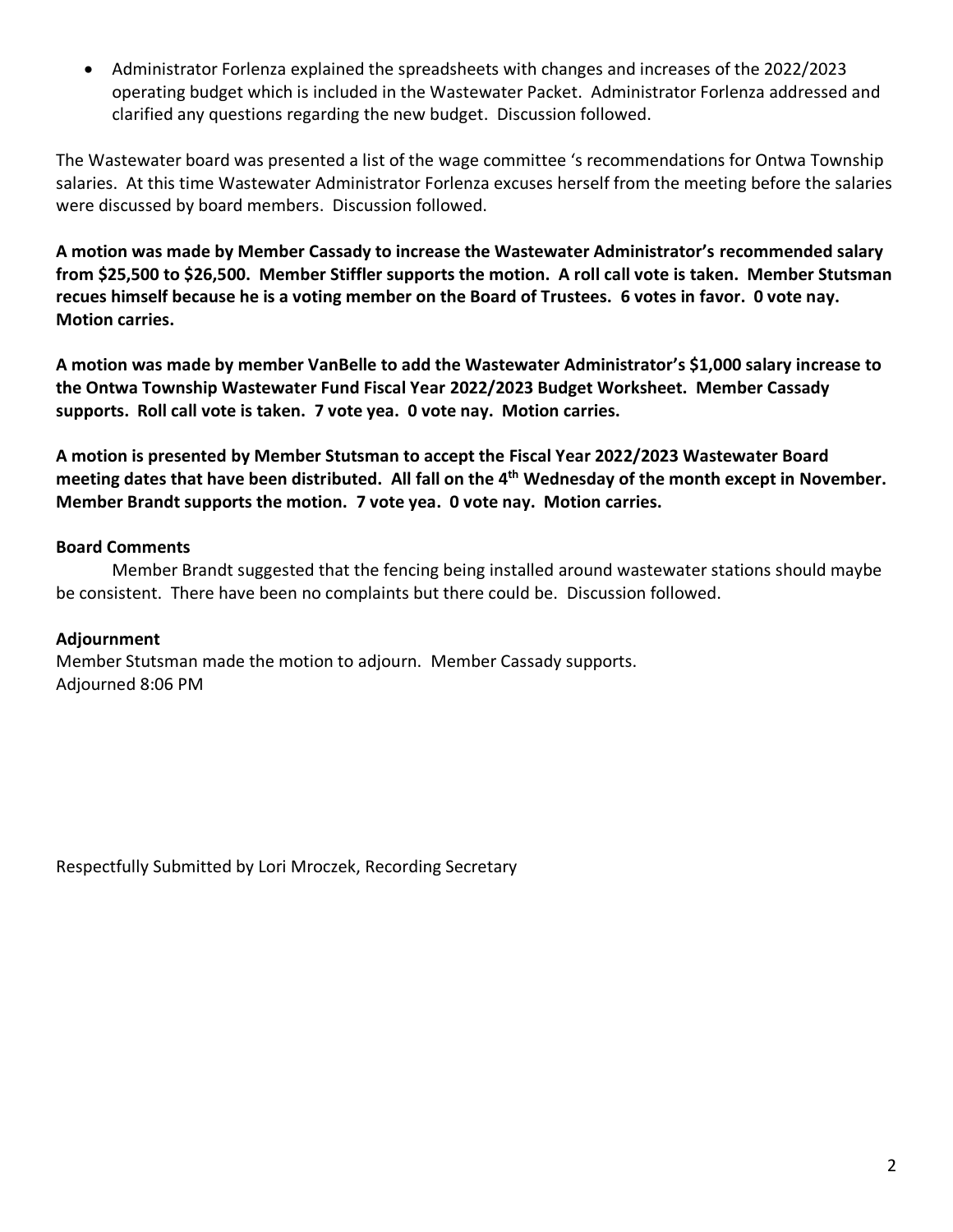- Administrator Forlenza explained the spreadsheets with changes and increases of the 2022/2023 operating budget which is included in the Wastewater Packet. Administrator Forlenza addressed and clarified any questions regarding the new budget. Discussion followed.

The Wastewater board was presented a list of the wage committee 's recommendations for Ontwa Township salaries. At this time Wastewater Administrator Forlenza excuses herself from the meeting before the salaries were discussed by board members. Discussion followed.

**A motion was made by Member Cassady to increase the Wastewater Administrator's recommended salary from $25,500 to $26,500. Member Stiffler supports the motion. A roll call vote is taken. Member Stutsman recues himself because he is a voting member on the Board of Trustees. 6 votes in favor. 0 vote nay. Motion carries.**

**A motion was made by member VanBelle to add the Wastewater Administrator's $1,000 salary increase to the Ontwa Township Wastewater Fund Fiscal Year 2022/2023 Budget Worksheet. Member Cassady supports. Roll call vote is taken. 7 vote yea. 0 vote nay. Motion carries.**

**A motion is presented by Member Stutsman to accept the Fiscal Year 2022/2023 Wastewater Board meeting dates that have been distributed. All fall on the 4th Wednesday of the month except in November. Member Brandt supports the motion. 7 vote yea. 0 vote nay. Motion carries.**

**Board Comments**

Member Brandt suggested that the fencing being installed around wastewater stations should maybe be consistent. There have been no complaints but there could be. Discussion followed.

**Adjournment**

Member Stutsman made the motion to adjourn. Member Cassady supports.
Adjourned 8:06 PM

Respectfully Submitted by Lori Mroczek, Recording Secretary